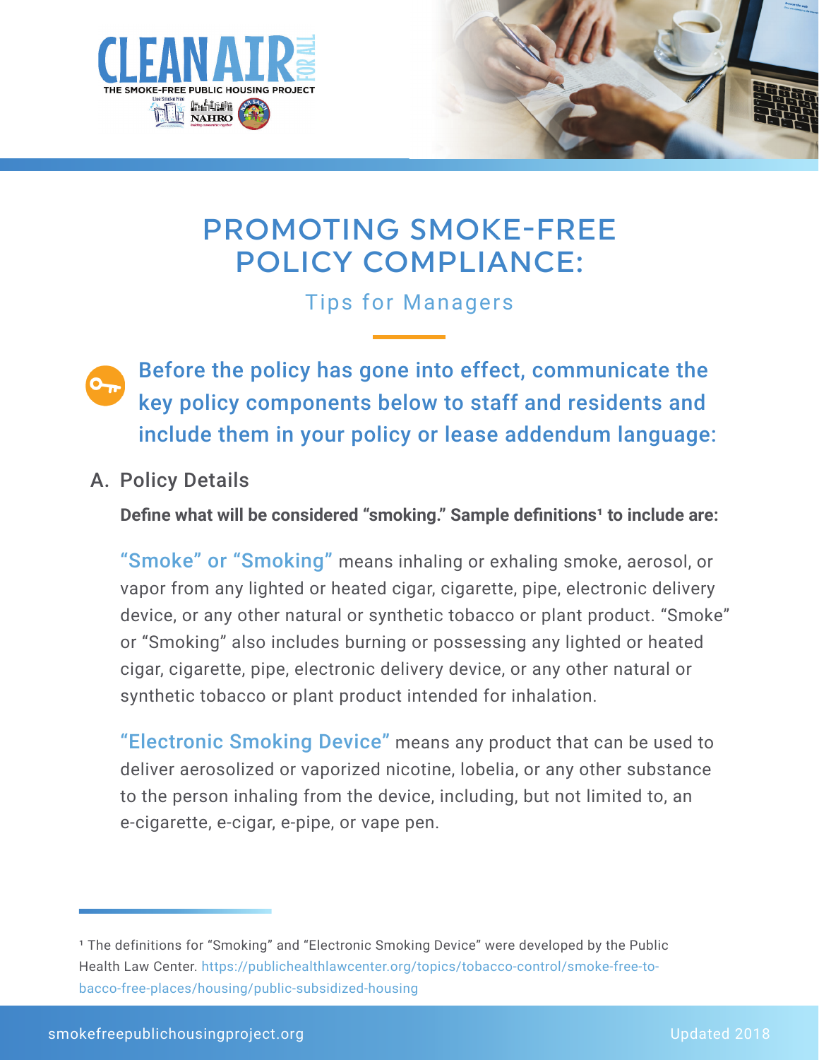CLEAN AIR FOR ALL

THE SMOKE-FREE PUBLIC HOUSING PROJECT

# PROMOTING SMOKE-FREE POLICY COMPLIANCE:

## Tips for Managers

**Before the policy has gone into effect, communicate the key policy components below to staff and residents and include them in your policy or lease addendum language:**

### A. Policy Details

**Define what will be considered "smoking." Sample definitions[1] to include are:**

**"Smoke" or "Smoking"** means inhaling or exhaling smoke, aerosol, or vapor from any lighted or heated cigar, cigarette, pipe, electronic delivery device, or any other natural or synthetic tobacco or plant product. "Smoke" or "Smoking" also includes burning or possessing any lighted or heated cigar, cigarette, pipe, electronic delivery device, or any other natural or synthetic tobacco or plant product intended for inhalation.

**"Electronic Smoking Device"** means any product that can be used to deliver aerosolized or vaporized nicotine, lobelia, or any other substance to the person inhaling from the device, including, but not limited to, an e-cigarette, e-cigar, e-pipe, or vape pen.

---

[1] The definitions for "Smoking" and "Electronic Smoking Device" were developed by the Public Health Law Center. https://publichealthlawcenter.org/topics/tobacco-control/smoke-free-tobacco-free-places/housing/public-subsidized-housing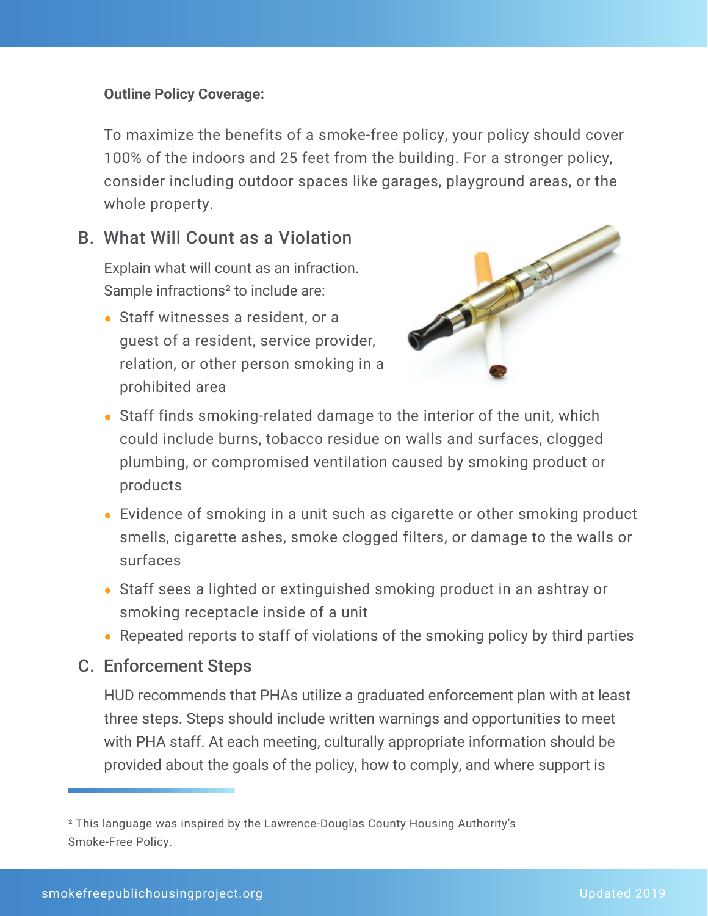**Outline Policy Coverage:**

To maximize the benefits of a smoke-free policy, your policy should cover 100% of the indoors and 25 feet from the building. For a stronger policy, consider including outdoor spaces like garages, playground areas, or the whole property.

## B. What Will Count as a Violation

Explain what will count as an infraction. Sample infractions[2] to include are:

- Staff witnesses a resident, or a guest of a resident, service provider, relation, or other person smoking in a prohibited area
- Staff finds smoking-related damage to the interior of the unit, which could include burns, tobacco residue on walls and surfaces, clogged plumbing, or compromised ventilation caused by smoking product or products
- Evidence of smoking in a unit such as cigarette or other smoking product smells, cigarette ashes, smoke clogged filters, or damage to the walls or surfaces
- Staff sees a lighted or extinguished smoking product in an ashtray or smoking receptacle inside of a unit
- Repeated reports to staff of violations of the smoking policy by third parties

## C. Enforcement Steps

HUD recommends that PHAs utilize a graduated enforcement plan with at least three steps. Steps should include written warnings and opportunities to meet with PHA staff. At each meeting, culturally appropriate information should be provided about the goals of the policy, how to comply, and where support is

[2] This language was inspired by the Lawrence-Douglas County Housing Authority's Smoke-Free Policy.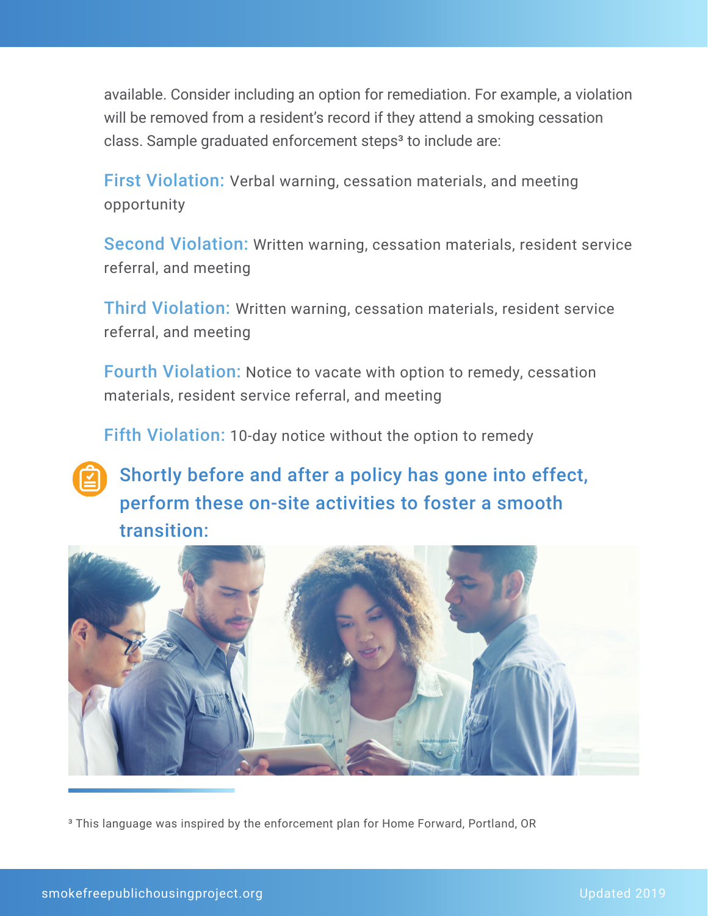available. Consider including an option for remediation. For example, a violation will be removed from a resident's record if they attend a smoking cessation class. Sample graduated enforcement steps[3] to include are:

**First Violation:** Verbal warning, cessation materials, and meeting opportunity

**Second Violation:** Written warning, cessation materials, resident service referral, and meeting

**Third Violation:** Written warning, cessation materials, resident service referral, and meeting

**Fourth Violation:** Notice to vacate with option to remedy, cessation materials, resident service referral, and meeting

**Fifth Violation:** 10-day notice without the option to remedy

### Shortly before and after a policy has gone into effect, perform these on-site activities to foster a smooth transition:

[3] This language was inspired by the enforcement plan for Home Forward, Portland, OR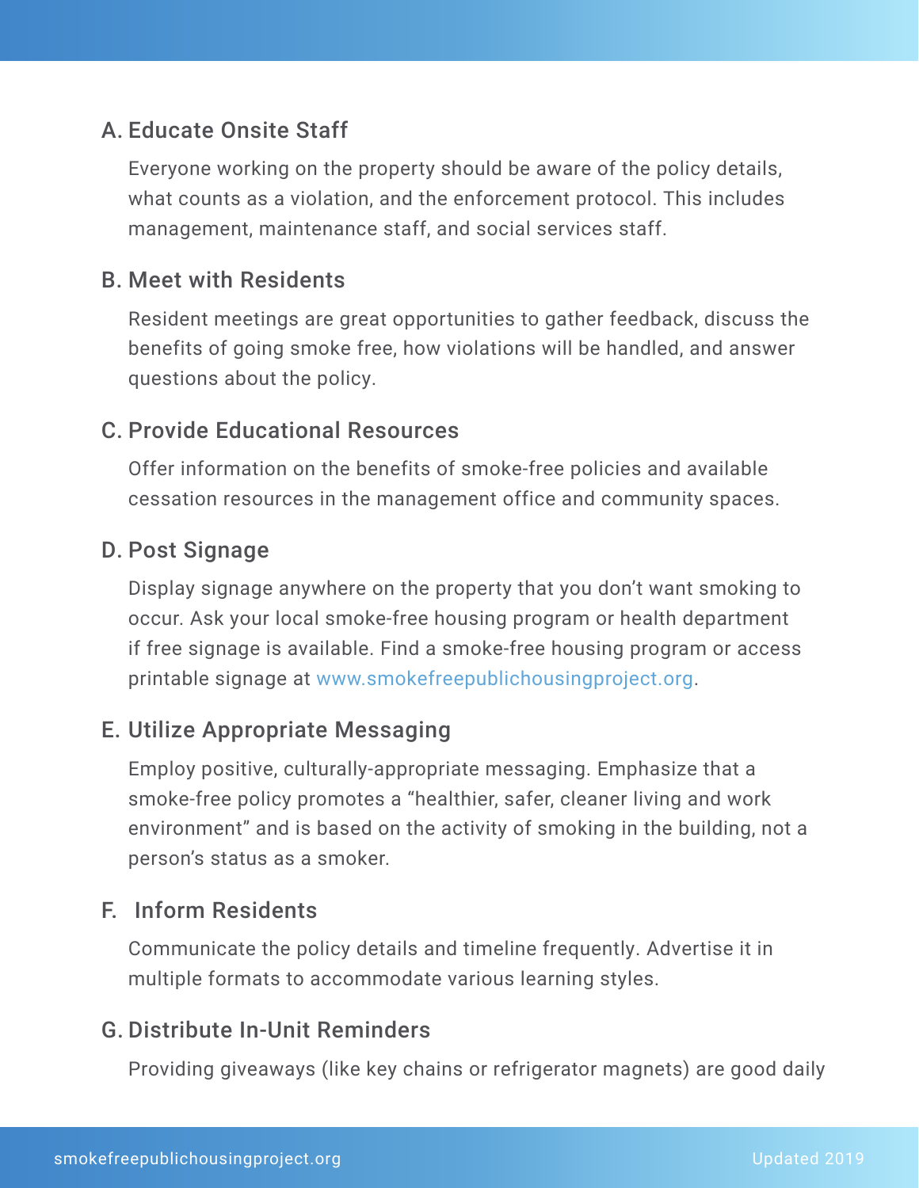### A. Educate Onsite Staff

Everyone working on the property should be aware of the policy details, what counts as a violation, and the enforcement protocol. This includes management, maintenance staff, and social services staff.

### B. Meet with Residents

Resident meetings are great opportunities to gather feedback, discuss the benefits of going smoke free, how violations will be handled, and answer questions about the policy.

### C. Provide Educational Resources

Offer information on the benefits of smoke-free policies and available cessation resources in the management office and community spaces.

### D. Post Signage

Display signage anywhere on the property that you don't want smoking to occur. Ask your local smoke-free housing program or health department if free signage is available. Find a smoke-free housing program or access printable signage at www.smokefreepublichousingproject.org.

### E. Utilize Appropriate Messaging

Employ positive, culturally-appropriate messaging. Emphasize that a smoke-free policy promotes a "healthier, safer, cleaner living and work environment" and is based on the activity of smoking in the building, not a person's status as a smoker.

### F. Inform Residents

Communicate the policy details and timeline frequently. Advertise it in multiple formats to accommodate various learning styles.

### G. Distribute In-Unit Reminders

Providing giveaways (like key chains or refrigerator magnets) are good daily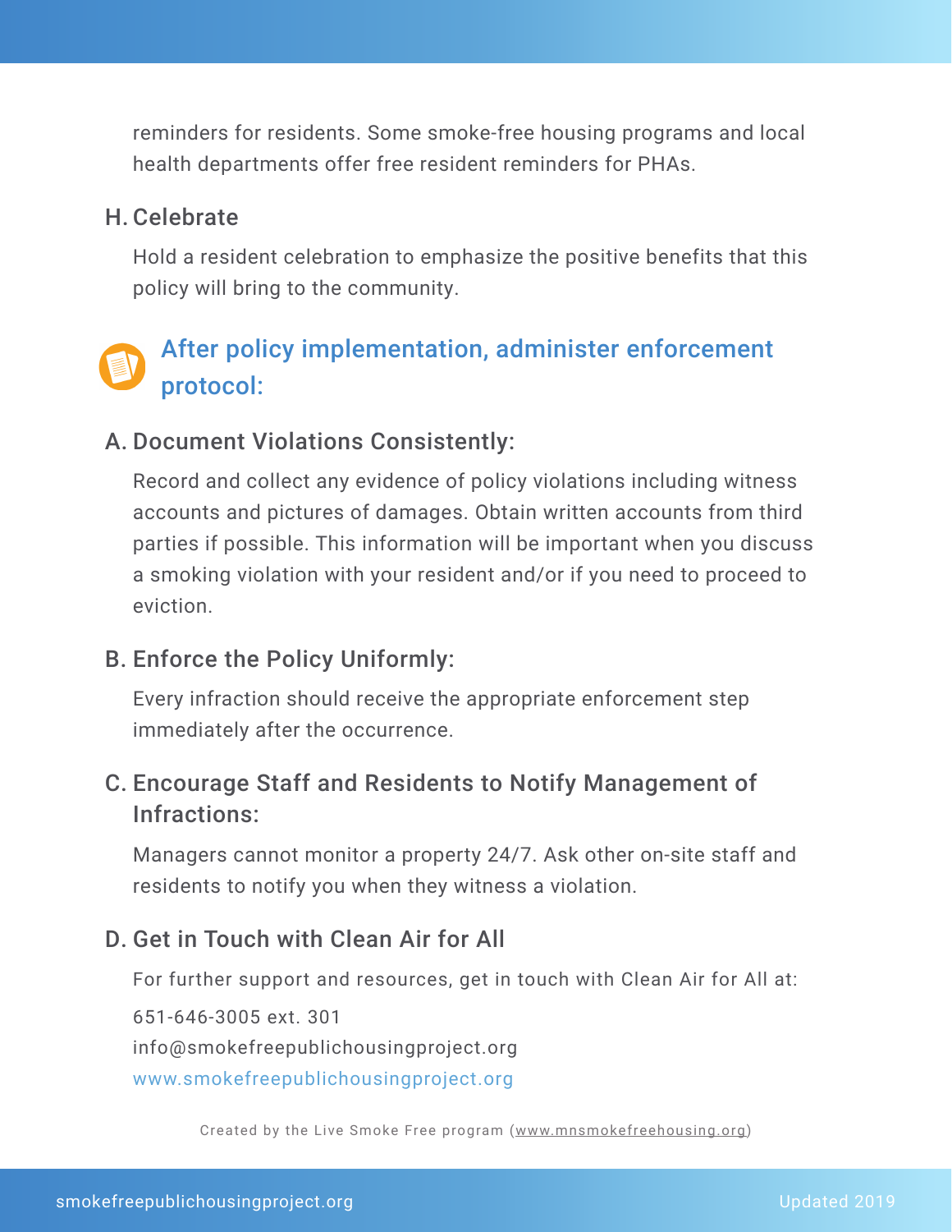reminders for residents. Some smoke-free housing programs and local health departments offer free resident reminders for PHAs.

### H. Celebrate

Hold a resident celebration to emphasize the positive benefits that this policy will bring to the community.

## After policy implementation, administer enforcement protocol:

### A. Document Violations Consistently:

Record and collect any evidence of policy violations including witness accounts and pictures of damages. Obtain written accounts from third parties if possible. This information will be important when you discuss a smoking violation with your resident and/or if you need to proceed to eviction.

### B. Enforce the Policy Uniformly:

Every infraction should receive the appropriate enforcement step immediately after the occurrence.

### C. Encourage Staff and Residents to Notify Management of Infractions:

Managers cannot monitor a property 24/7. Ask other on-site staff and residents to notify you when they witness a violation.

### D. Get in Touch with Clean Air for All

For further support and resources, get in touch with Clean Air for All at:

651-646-3005 ext. 301

info@smokefreepublichousingproject.org

www.smokefreepublichousingproject.org

Created by the Live Smoke Free program (www.mnsmokefreehousing.org)